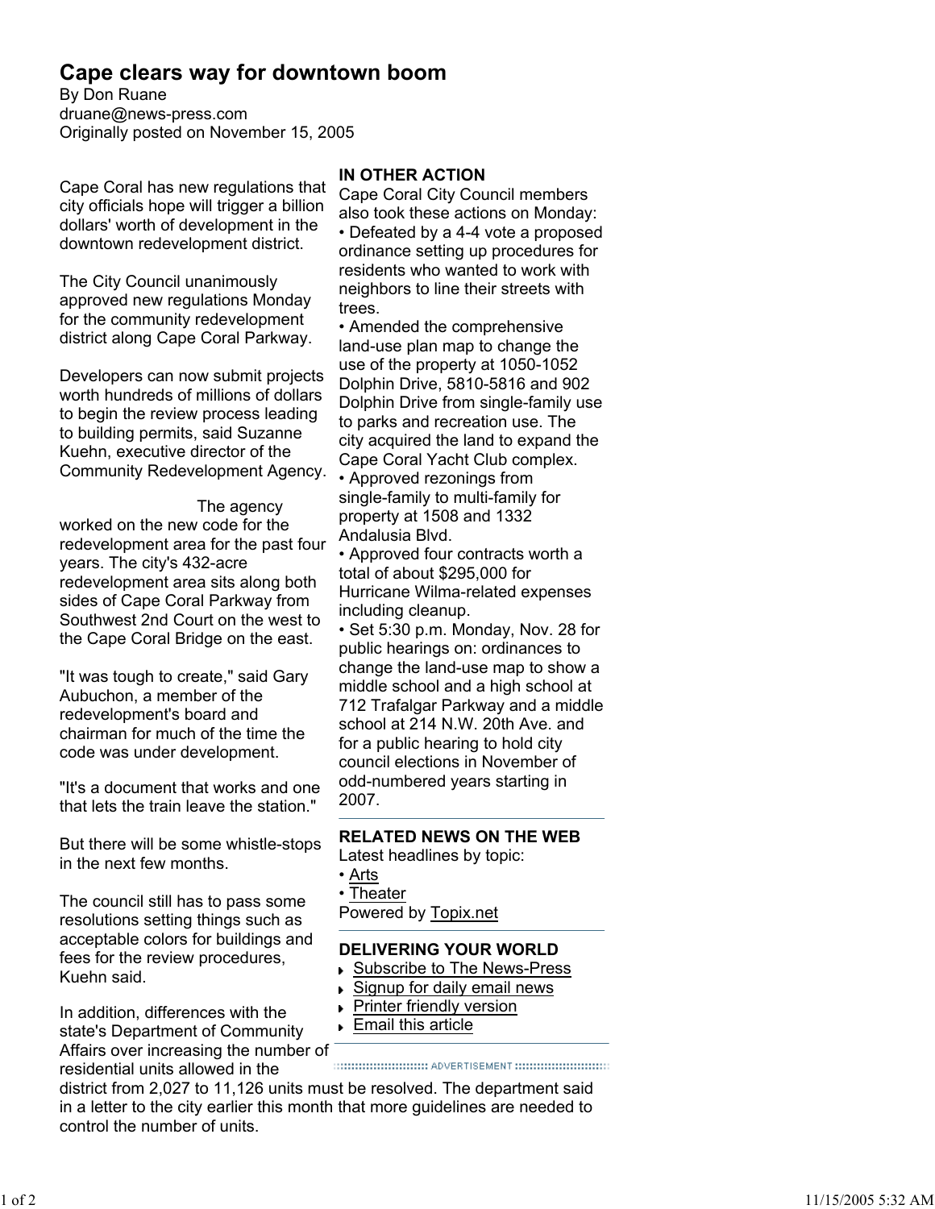# Cape clears way for downtown boom

By Don Ruane
druane@news-press.com
Originally posted on November 15, 2005

Cape Coral has new regulations that city officials hope will trigger a billion dollars' worth of development in the downtown redevelopment district.

The City Council unanimously approved new regulations Monday for the community redevelopment district along Cape Coral Parkway.

Developers can now submit projects worth hundreds of millions of dollars to begin the review process leading to building permits, said Suzanne Kuehn, executive director of the Community Redevelopment Agency.

The agency worked on the new code for the redevelopment area for the past four years. The city's 432-acre redevelopment area sits along both sides of Cape Coral Parkway from Southwest 2nd Court on the west to the Cape Coral Bridge on the east.

"It was tough to create," said Gary Aubuchon, a member of the redevelopment's board and chairman for much of the time the code was under development.

"It's a document that works and one that lets the train leave the station."

But there will be some whistle-stops in the next few months.

The council still has to pass some resolutions setting things such as acceptable colors for buildings and fees for the review procedures, Kuehn said.

In addition, differences with the state's Department of Community Affairs over increasing the number of residential units allowed in the district from 2,027 to 11,126 units must be resolved. The department said in a letter to the city earlier this month that more guidelines are needed to control the number of units.

**IN OTHER ACTION**

Cape Coral City Council members also took these actions on Monday:

- Defeated by a 4-4 vote a proposed ordinance setting up procedures for residents who wanted to work with neighbors to line their streets with trees.
- Amended the comprehensive land-use plan map to change the use of the property at 1050-1052 Dolphin Drive, 5810-5816 and 902 Dolphin Drive from single-family use to parks and recreation use. The city acquired the land to expand the Cape Coral Yacht Club complex.
- Approved rezonings from single-family to multi-family for property at 1508 and 1332 Andalusia Blvd.
- Approved four contracts worth a total of about $295,000 for Hurricane Wilma-related expenses including cleanup.
- Set 5:30 p.m. Monday, Nov. 28 for public hearings on: ordinances to change the land-use map to show a middle school and a high school at 712 Trafalgar Parkway and a middle school at 214 N.W. 20th Ave. and for a public hearing to hold city council elections in November of odd-numbered years starting in 2007.

**RELATED NEWS ON THE WEB**

Latest headlines by topic:

- Arts
- Theater

Powered by Topix.net

**DELIVERING YOUR WORLD**

- Subscribe to The News-Press
- Signup for daily email news
- Printer friendly version
- Email this article

ADVERTISEMENT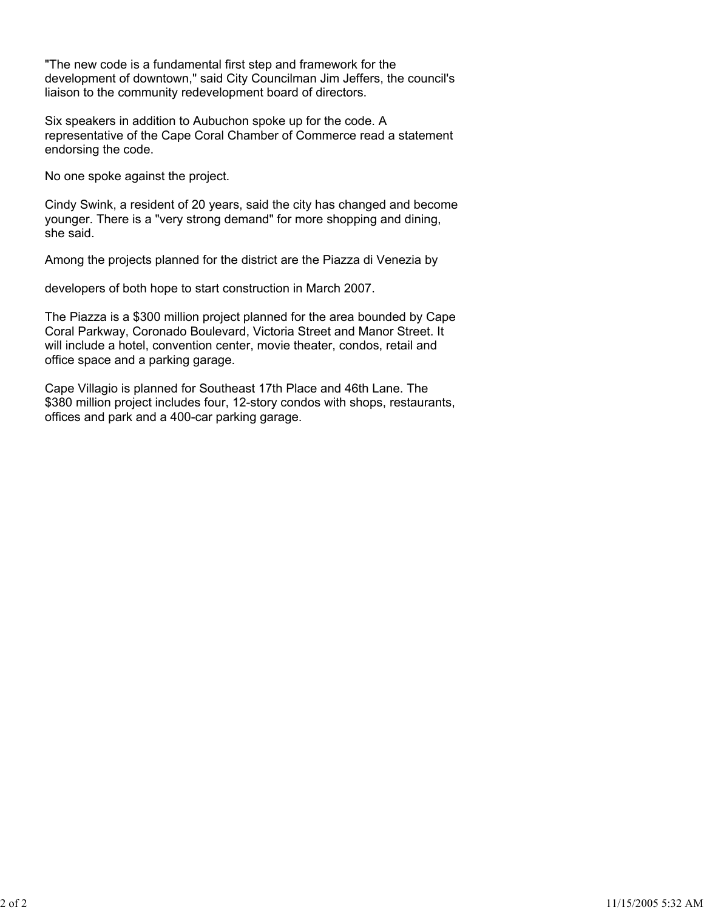"The new code is a fundamental first step and framework for the development of downtown," said City Councilman Jim Jeffers, the council's liaison to the community redevelopment board of directors.

Six speakers in addition to Aubuchon spoke up for the code. A representative of the Cape Coral Chamber of Commerce read a statement endorsing the code.

No one spoke against the project.

Cindy Swink, a resident of 20 years, said the city has changed and become younger. There is a "very strong demand" for more shopping and dining, she said.

Among the projects planned for the district are the Piazza di Venezia by

developers of both hope to start construction in March 2007.

The Piazza is a $300 million project planned for the area bounded by Cape Coral Parkway, Coronado Boulevard, Victoria Street and Manor Street. It will include a hotel, convention center, movie theater, condos, retail and office space and a parking garage.

Cape Villagio is planned for Southeast 17th Place and 46th Lane. The $380 million project includes four, 12-story condos with shops, restaurants, offices and park and a 400-car parking garage.